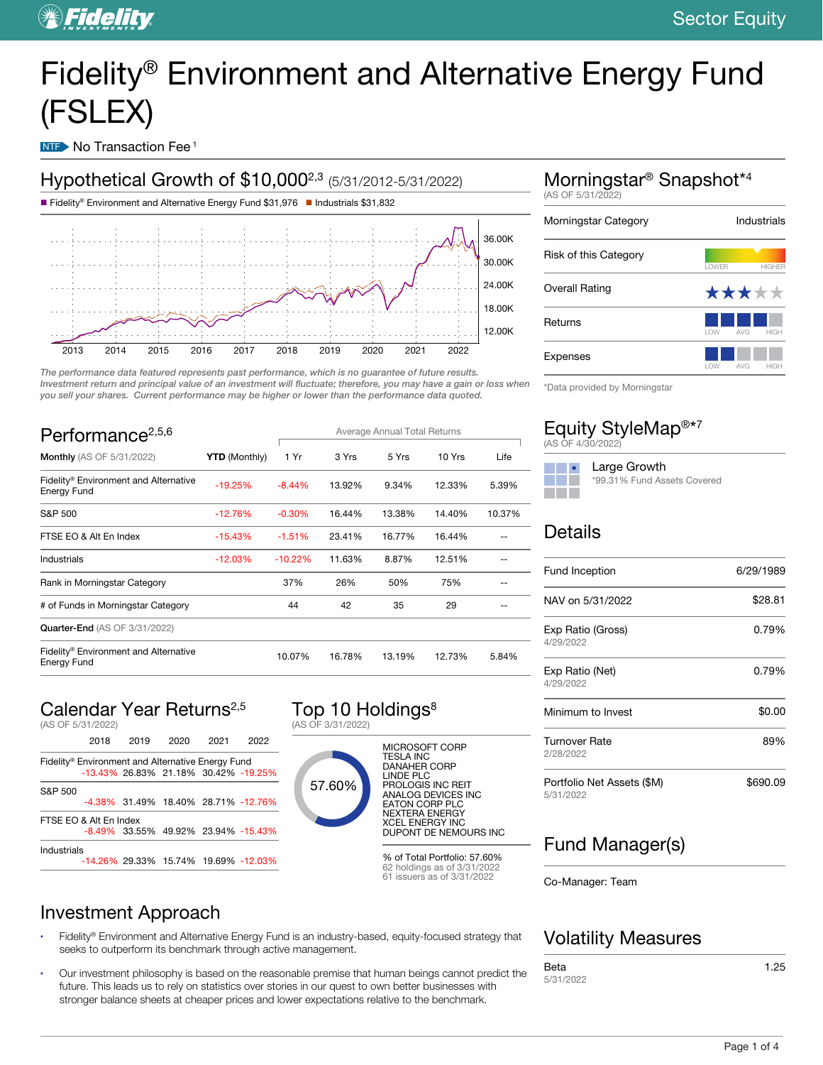# Fidelity® Environment and Alternative Energy Fund (FSLEX)

NTF No Transaction Fee [1]

## Hypothetical Growth of $10,000[2,3] (5/31/2012-5/31/2022)

■ Fidelity® Environment and Alternative Energy Fund $31,976 ■ Industrials $31,832

*The performance data featured represents past performance, which is no guarantee of future results. Investment return and principal value of an investment will fluctuate; therefore, you may have a gain or loss when you sell your shares. Current performance may be higher or lower than the performance data quoted.*

## Performance[2,5,6]

| | | Average Annual Total Returns | | | | |
|---|---|---|---|---|---|---|
| **Monthly** (AS OF 5/31/2022) | **YTD** (Monthly) | 1 Yr | 3 Yrs | 5 Yrs | 10 Yrs | Life |
| Fidelity® Environment and Alternative Energy Fund | -19.25% | -8.44% | 13.92% | 9.34% | 12.33% | 5.39% |
| S&P 500 | -12.76% | -0.30% | 16.44% | 13.38% | 14.40% | 10.37% |
| FTSE EO & Alt En Index | -15.43% | -1.51% | 23.41% | 16.77% | 16.44% | -- |
| Industrials | -12.03% | -10.22% | 11.63% | 8.87% | 12.51% | -- |
| Rank in Morningstar Category | | 37% | 26% | 50% | 75% | -- |
| # of Funds in Morningstar Category | | 44 | 42 | 35 | 29 | -- |
| **Quarter-End** (AS OF 3/31/2022) | | | | | | |
| Fidelity® Environment and Alternative Energy Fund | | 10.07% | 16.78% | 13.19% | 12.73% | 5.84% |

## Calendar Year Returns[2,5]

(AS OF 5/31/2022)

| | 2018 | 2019 | 2020 | 2021 | 2022 |
|---|---|---|---|---|---|
| Fidelity® Environment and Alternative Energy Fund | -13.43% | 26.83% | 21.18% | 30.42% | -19.25% |
| S&P 500 | -4.38% | 31.49% | 18.40% | 28.71% | -12.76% |
| FTSE EO & Alt En Index | -8.49% | 33.55% | 49.92% | 23.94% | -15.43% |
| Industrials | -14.26% | 29.33% | 15.74% | 19.69% | -12.03% |

## Top 10 Holdings[8]

(AS OF 3/31/2022)

57.60%

- MICROSOFT CORP
- TESLA INC
- DANAHER CORP
- LINDE PLC
- PROLOGIS INC REIT
- ANALOG DEVICES INC
- EATON CORP PLC
- NEXTERA ENERGY
- XCEL ENERGY INC
- DUPONT DE NEMOURS INC

% of Total Portfolio: 57.60%
62 holdings as of 3/31/2022
61 issuers as of 3/31/2022

## Investment Approach

- Fidelity® Environment and Alternative Energy Fund is an industry-based, equity-focused strategy that seeks to outperform its benchmark through active management.
- Our investment philosophy is based on the reasonable premise that human beings cannot predict the future. This leads us to rely on statistics over stories in our quest to own better businesses with stronger balance sheets at cheaper prices and lower expectations relative to the benchmark.

## Morningstar® Snapshot*[4]

(AS OF 5/31/2022)

| | |
|---|---|
| Morningstar Category | Industrials |
| Risk of this Category | LOWER – HIGHER |
| Overall Rating | ★★★ |
| Returns | LOW – AVG – HIGH |
| Expenses | LOW – AVG – HIGH |

*Data provided by Morningstar

## Equity StyleMap®*[7]

(AS OF 4/30/2022)

Large Growth
*99.31% Fund Assets Covered

## Details

| | |
|---|---|
| Fund Inception | 6/29/1989 |
| NAV on 5/31/2022 | $28.81 |
| Exp Ratio (Gross) 4/29/2022 | 0.79% |
| Exp Ratio (Net) 4/29/2022 | 0.79% |
| Minimum to Invest | $0.00 |
| Turnover Rate 2/28/2022 | 89% |
| Portfolio Net Assets ($M) 5/31/2022 | $690.09 |

## Fund Manager(s)

Co-Manager: Team

## Volatility Measures

| | |
|---|---|
| Beta 5/31/2022 | 1.25 |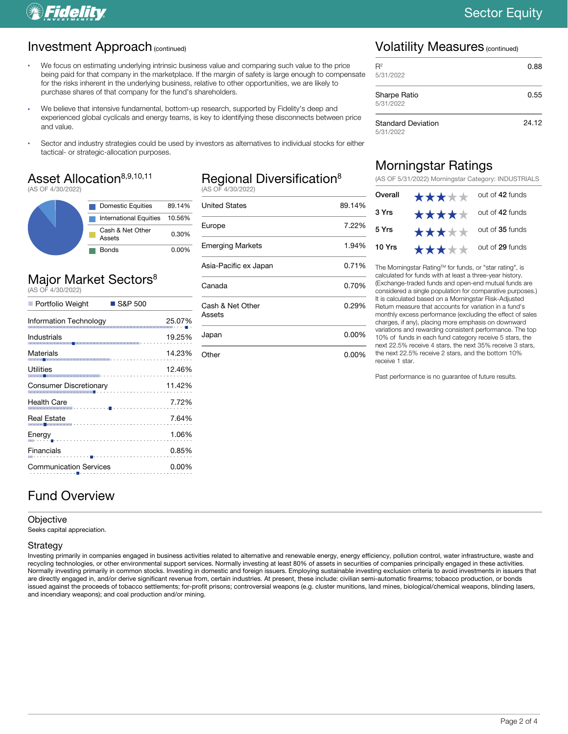## Investment Approach (continued)

- We focus on estimating underlying intrinsic business value and comparing such value to the price being paid for that company in the marketplace. If the margin of safety is large enough to compensate for the risks inherent in the underlying business, relative to other opportunities, we are likely to purchase shares of that company for the fund's shareholders.
- We believe that intensive fundamental, bottom-up research, supported by Fidelity's deep and experienced global cyclicals and energy teams, is key to identifying these disconnects between price and value.
- Sector and industry strategies could be used by investors as alternatives to individual stocks for either tactical- or strategic-allocation purposes.

## Volatility Measures (continued)

| Measure | Value |
|---|---|
| $R^2$ (5/31/2022) | 0.88 |
| Sharpe Ratio (5/31/2022) | 0.55 |
| Standard Deviation (5/31/2022) | 24.12 |

## Asset Allocation[8,9,10,11]

(AS OF 4/30/2022)

| Asset | Weight |
|---|---|
| Domestic Equities | 89.14% |
| International Equities | 10.56% |
| Cash & Net Other Assets | 0.30% |
| Bonds | 0.00% |

## Regional Diversification[8]

(AS OF 4/30/2022)

| Region | Weight |
|---|---|
| United States | 89.14% |
| Europe | 7.22% |
| Emerging Markets | 1.94% |
| Asia-Pacific ex Japan | 0.71% |
| Canada | 0.70% |
| Cash & Net Other Assets | 0.29% |
| Japan | 0.00% |
| Other | 0.00% |

## Morningstar Ratings

(AS OF 5/31/2022) Morningstar Category: INDUSTRIALS

| Period | Stars | Out of |
|---|---|---|
| Overall | ★★★ | out of **42** funds |
| 3 Yrs | ★★★★ | out of **42** funds |
| 5 Yrs | ★★★ | out of **35** funds |
| 10 Yrs | ★★★ | out of **29** funds |

The Morningstar Rating™ for funds, or "star rating", is calculated for funds with at least a three-year history. (Exchange-traded funds and open-end mutual funds are considered a single population for comparative purposes.) It is calculated based on a Morningstar Risk-Adjusted Return measure that accounts for variation in a fund's monthly excess performance (excluding the effect of sales charges, if any), placing more emphasis on downward variations and rewarding consistent performance. The top 10% of funds in each fund category receive 5 stars, the next 22.5% receive 4 stars, the next 35% receive 3 stars, the next 22.5% receive 2 stars, and the bottom 10% receive 1 star.

Past performance is no guarantee of future results.

## Major Market Sectors[8]

(AS OF 4/30/2022)

| Sector | Portfolio Weight |
|---|---|
| Information Technology | 25.07% |
| Industrials | 19.25% |
| Materials | 14.23% |
| Utilities | 12.46% |
| Consumer Discretionary | 11.42% |
| Health Care | 7.72% |
| Real Estate | 7.64% |
| Energy | 1.06% |
| Financials | 0.85% |
| Communication Services | 0.00% |

## Fund Overview

### Objective

Seeks capital appreciation.

### Strategy

Investing primarily in companies engaged in business activities related to alternative and renewable energy, energy efficiency, pollution control, water infrastructure, waste and recycling technologies, or other environmental support services. Normally investing at least 80% of assets in securities of companies principally engaged in these activities. Normally investing primarily in common stocks. Investing in domestic and foreign issuers. Employing sustainable investing exclusion criteria to avoid investments in issuers that are directly engaged in, and/or derive significant revenue from, certain industries. At present, these include: civilian semi-automatic firearms; tobacco production, or bonds issued against the proceeds of tobacco settlements; for-profit prisons; controversial weapons (e.g. cluster munitions, land mines, biological/chemical weapons, blinding lasers, and incendiary weapons); and coal production and/or mining.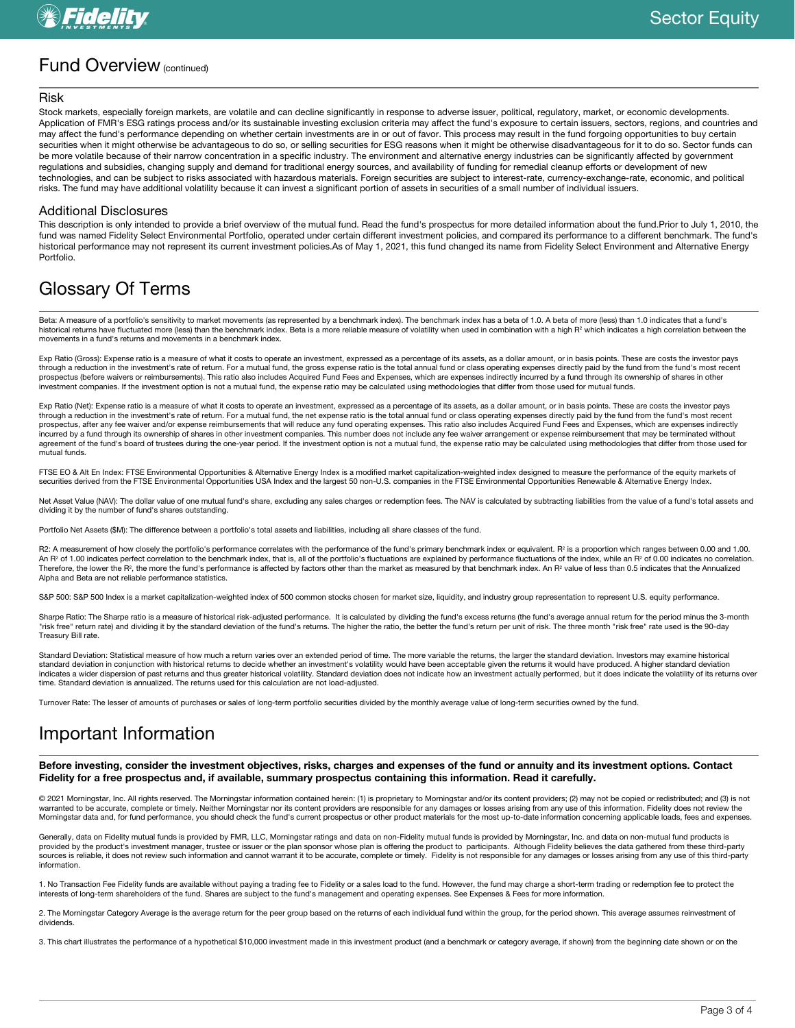## Fund Overview (continued)

### Risk

Stock markets, especially foreign markets, are volatile and can decline significantly in response to adverse issuer, political, regulatory, market, or economic developments. Application of FMR's ESG ratings process and/or its sustainable investing exclusion criteria may affect the fund's exposure to certain issuers, sectors, regions, and countries and may affect the fund's performance depending on whether certain investments are in or out of favor. This process may result in the fund forgoing opportunities to buy certain securities when it might otherwise be advantageous to do so, or selling securities for ESG reasons when it might be otherwise disadvantageous for it to do so. Sector funds can be more volatile because of their narrow concentration in a specific industry. The environment and alternative energy industries can be significantly affected by government regulations and subsidies, changing supply and demand for traditional energy sources, and availability of funding for remedial cleanup efforts or development of new technologies, and can be subject to risks associated with hazardous materials. Foreign securities are subject to interest-rate, currency-exchange-rate, economic, and political risks. The fund may have additional volatility because it can invest a significant portion of assets in securities of a small number of individual issuers.

### Additional Disclosures

This description is only intended to provide a brief overview of the mutual fund. Read the fund's prospectus for more detailed information about the fund.Prior to July 1, 2010, the fund was named Fidelity Select Environmental Portfolio, operated under certain different investment policies, and compared its performance to a different benchmark. The fund's historical performance may not represent its current investment policies.As of May 1, 2021, this fund changed its name from Fidelity Select Environment and Alternative Energy Portfolio.

## Glossary Of Terms

Beta: A measure of a portfolio's sensitivity to market movements (as represented by a benchmark index). The benchmark index has a beta of 1.0. A beta of more (less) than 1.0 indicates that a fund's historical returns have fluctuated more (less) than the benchmark index. Beta is a more reliable measure of volatility when used in combination with a high $R^2$ which indicates a high correlation between the movements in a fund's returns and movements in a benchmark index.

Exp Ratio (Gross): Expense ratio is a measure of what it costs to operate an investment, expressed as a percentage of its assets, as a dollar amount, or in basis points. These are costs the investor pays through a reduction in the investment's rate of return. For a mutual fund, the gross expense ratio is the total annual fund or class operating expenses directly paid by the fund from the fund's most recent prospectus (before waivers or reimbursements). This ratio also includes Acquired Fund Fees and Expenses, which are expenses indirectly incurred by a fund through its ownership of shares in other investment companies. If the investment option is not a mutual fund, the expense ratio may be calculated using methodologies that differ from those used for mutual funds.

Exp Ratio (Net): Expense ratio is a measure of what it costs to operate an investment, expressed as a percentage of its assets, as a dollar amount, or in basis points. These are costs the investor pays through a reduction in the investment's rate of return. For a mutual fund, the net expense ratio is the total annual fund or class operating expenses directly paid by the fund from the fund's most recent prospectus, after any fee waiver and/or expense reimbursements that will reduce any fund operating expenses. This ratio also includes Acquired Fund Fees and Expenses, which are expenses indirectly incurred by a fund through its ownership of shares in other investment companies. This number does not include any fee waiver arrangement or expense reimbursement that may be terminated without agreement of the fund's board of trustees during the one-year period. If the investment option is not a mutual fund, the expense ratio may be calculated using methodologies that differ from those used for mutual funds.

FTSE EO & Alt En Index: FTSE Environmental Opportunities & Alternative Energy Index is a modified market capitalization-weighted index designed to measure the performance of the equity markets of securities derived from the FTSE Environmental Opportunities USA Index and the largest 50 non-U.S. companies in the FTSE Environmental Opportunities Renewable & Alternative Energy Index.

Net Asset Value (NAV): The dollar value of one mutual fund's share, excluding any sales charges or redemption fees. The NAV is calculated by subtracting liabilities from the value of a fund's total assets and dividing it by the number of fund's shares outstanding.

Portfolio Net Assets ($M): The difference between a portfolio's total assets and liabilities, including all share classes of the fund.

R2: A measurement of how closely the portfolio's performance correlates with the performance of the fund's primary benchmark index or equivalent. $R^2$ is a proportion which ranges between 0.00 and 1.00. An $R^2$ of 1.00 indicates perfect correlation to the benchmark index, that is, all of the portfolio's fluctuations are explained by performance fluctuations of the index, while an $R^2$ of 0.00 indicates no correlation. Therefore, the lower the $R^2$, the more the fund's performance is affected by factors other than the market as measured by that benchmark index. An $R^2$ value of less than 0.5 indicates that the Annualized Alpha and Beta are not reliable performance statistics.

S&P 500: S&P 500 Index is a market capitalization-weighted index of 500 common stocks chosen for market size, liquidity, and industry group representation to represent U.S. equity performance.

Sharpe Ratio: The Sharpe ratio is a measure of historical risk-adjusted performance. It is calculated by dividing the fund's excess returns (the fund's average annual return for the period minus the 3-month "risk free" return rate) and dividing it by the standard deviation of the fund's returns. The higher the ratio, the better the fund's return per unit of risk. The three month "risk free" rate used is the 90-day Treasury Bill rate.

Standard Deviation: Statistical measure of how much a return varies over an extended period of time. The more variable the returns, the larger the standard deviation. Investors may examine historical standard deviation in conjunction with historical returns to decide whether an investment's volatility would have been acceptable given the returns it would have produced. A higher standard deviation indicates a wider dispersion of past returns and thus greater historical volatility. Standard deviation does not indicate how an investment actually performed, but it does indicate the volatility of its returns over time. Standard deviation is annualized. The returns used for this calculation are not load-adjusted.

Turnover Rate: The lesser of amounts of purchases or sales of long-term portfolio securities divided by the monthly average value of long-term securities owned by the fund.

## Important Information

**Before investing, consider the investment objectives, risks, charges and expenses of the fund or annuity and its investment options. Contact Fidelity for a free prospectus and, if available, summary prospectus containing this information. Read it carefully.**

© 2021 Morningstar, Inc. All rights reserved. The Morningstar information contained herein: (1) is proprietary to Morningstar and/or its content providers; (2) may not be copied or redistributed; and (3) is not warranted to be accurate, complete or timely. Neither Morningstar nor its content providers are responsible for any damages or losses arising from any use of this information. Fidelity does not review the Morningstar data and, for fund performance, you should check the fund's current prospectus or other product materials for the most up-to-date information concerning applicable loads, fees and expenses.

Generally, data on Fidelity mutual funds is provided by FMR, LLC, Morningstar ratings and data on non-Fidelity mutual funds is provided by Morningstar, Inc. and data on non-mutual fund products is provided by the product's investment manager, trustee or issuer or the plan sponsor whose plan is offering the product to participants. Although Fidelity believes the data gathered from these third-party sources is reliable, it does not review such information and cannot warrant it to be accurate, complete or timely. Fidelity is not responsible for any damages or losses arising from any use of this third-party information.

1. No Transaction Fee Fidelity funds are available without paying a trading fee to Fidelity or a sales load to the fund. However, the fund may charge a short-term trading or redemption fee to protect the interests of long-term shareholders of the fund. Shares are subject to the fund's management and operating expenses. See Expenses & Fees for more information.

2. The Morningstar Category Average is the average return for the peer group based on the returns of each individual fund within the group, for the period shown. This average assumes reinvestment of dividends.

3. This chart illustrates the performance of a hypothetical $10,000 investment made in this investment product (and a benchmark or category average, if shown) from the beginning date shown or on the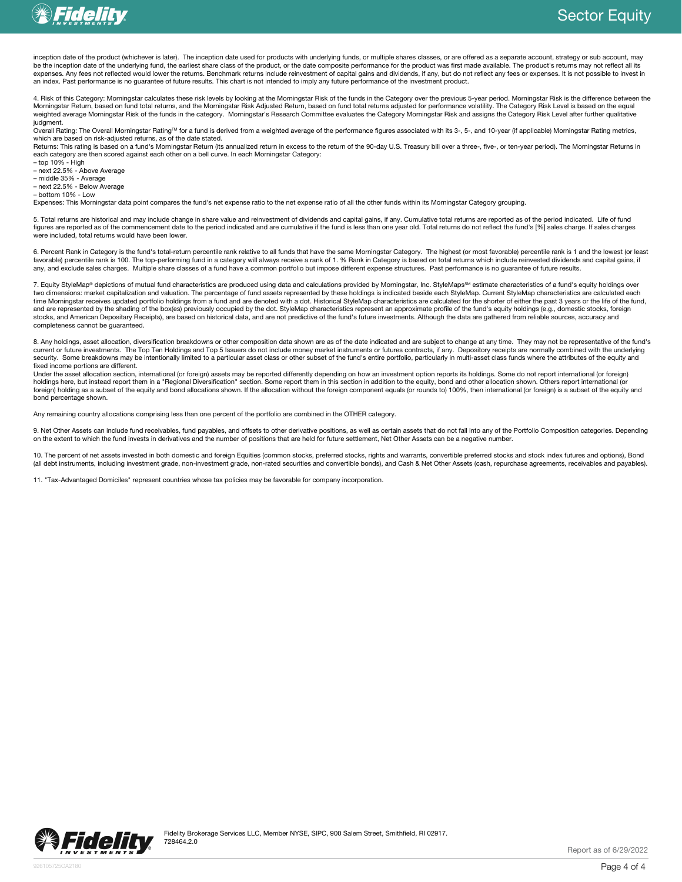inception date of the product (whichever is later). The inception date used for products with underlying funds, or multiple shares classes, or are offered as a separate account, strategy or sub account, may be the inception date of the underlying fund, the earliest share class of the product, or the date composite performance for the product was first made available. The product's returns may not reflect all its expenses. Any fees not reflected would lower the returns. Benchmark returns include reinvestment of capital gains and dividends, if any, but do not reflect any fees or expenses. It is not possible to invest in an index. Past performance is no guarantee of future results. This chart is not intended to imply any future performance of the investment product.

4. Risk of this Category: Morningstar calculates these risk levels by looking at the Morningstar Risk of the funds in the Category over the previous 5-year period. Morningstar Risk is the difference between the Morningstar Return, based on fund total returns, and the Morningstar Risk Adjusted Return, based on fund total returns adjusted for performance volatility. The Category Risk Level is based on the equal weighted average Morningstar Risk of the funds in the category. Morningstar's Research Committee evaluates the Category Morningstar Risk and assigns the Category Risk Level after further qualitative judgment.
Overall Rating: The Overall Morningstar Rating™ for a fund is derived from a weighted average of the performance figures associated with its 3-, 5-, and 10-year (if applicable) Morningstar Rating metrics, which are based on risk-adjusted returns, as of the date stated.
Returns: This rating is based on a fund's Morningstar Return (its annualized return in excess to the return of the 90-day U.S. Treasury bill over a three-, five-, or ten-year period). The Morningstar Returns in each category are then scored against each other on a bell curve. In each Morningstar Category:
– top 10% - High
– next 22.5% - Above Average
– middle 35% - Average
– next 22.5% - Below Average
– bottom 10% - Low
Expenses: This Morningstar data point compares the fund's net expense ratio to the net expense ratio of all the other funds within its Morningstar Category grouping.

5. Total returns are historical and may include change in share value and reinvestment of dividends and capital gains, if any. Cumulative total returns are reported as of the period indicated. Life of fund figures are reported as of the commencement date to the period indicated and are cumulative if the fund is less than one year old. Total returns do not reflect the fund's [%] sales charge. If sales charges were included, total returns would have been lower.

6. Percent Rank in Category is the fund's total-return percentile rank relative to all funds that have the same Morningstar Category. The highest (or most favorable) percentile rank is 1 and the lowest (or least favorable) percentile rank is 100. The top-performing fund in a category will always receive a rank of 1. % Rank in Category is based on total returns which include reinvested dividends and capital gains, if any, and exclude sales charges. Multiple share classes of a fund have a common portfolio but impose different expense structures. Past performance is no guarantee of future results.

7. Equity StyleMap® depictions of mutual fund characteristics are produced using data and calculations provided by Morningstar, Inc. StyleMaps℠ estimate characteristics of a fund's equity holdings over two dimensions: market capitalization and valuation. The percentage of fund assets represented by these holdings is indicated beside each StyleMap. Current StyleMap characteristics are calculated each time Morningstar receives updated portfolio holdings from a fund and are denoted with a dot. Historical StyleMap characteristics are calculated for the shorter of either the past 3 years or the life of the fund, and are represented by the shading of the box(es) previously occupied by the dot. StyleMap characteristics represent an approximate profile of the fund's equity holdings (e.g., domestic stocks, foreign stocks, and American Depositary Receipts), are based on historical data, and are not predictive of the fund's future investments. Although the data are gathered from reliable sources, accuracy and completeness cannot be guaranteed.

8. Any holdings, asset allocation, diversification breakdowns or other composition data shown are as of the date indicated and are subject to change at any time. They may not be representative of the fund's current or future investments. The Top Ten Holdings and Top 5 Issuers do not include money market instruments or futures contracts, if any. Depository receipts are normally combined with the underlying security. Some breakdowns may be intentionally limited to a particular asset class or other subset of the fund's entire portfolio, particularly in multi-asset class funds where the attributes of the equity and fixed income portions are different.
Under the asset allocation section, international (or foreign) assets may be reported differently depending on how an investment option reports its holdings. Some do not report international (or foreign) holdings here, but instead report them in a "Regional Diversification" section. Some report them in this section in addition to the equity, bond and other allocation shown. Others report international (or foreign) holding as a subset of the equity and bond allocations shown. If the allocation without the foreign component equals (or rounds to) 100%, then international (or foreign) is a subset of the equity and bond percentage shown.

Any remaining country allocations comprising less than one percent of the portfolio are combined in the OTHER category.

9. Net Other Assets can include fund receivables, fund payables, and offsets to other derivative positions, as well as certain assets that do not fall into any of the Portfolio Composition categories. Depending on the extent to which the fund invests in derivatives and the number of positions that are held for future settlement, Net Other Assets can be a negative number.

10. The percent of net assets invested in both domestic and foreign Equities (common stocks, preferred stocks, rights and warrants, convertible preferred stocks and stock index futures and options), Bond (all debt instruments, including investment grade, non-investment grade, non-rated securities and convertible bonds), and Cash & Net Other Assets (cash, repurchase agreements, receivables and payables).

11. "Tax-Advantaged Domiciles" represent countries whose tax policies may be favorable for company incorporation.

Fidelity Brokerage Services LLC, Member NYSE, SIPC, 900 Salem Street, Smithfield, RI 02917.
728464.2.0

Report as of 6/29/2022